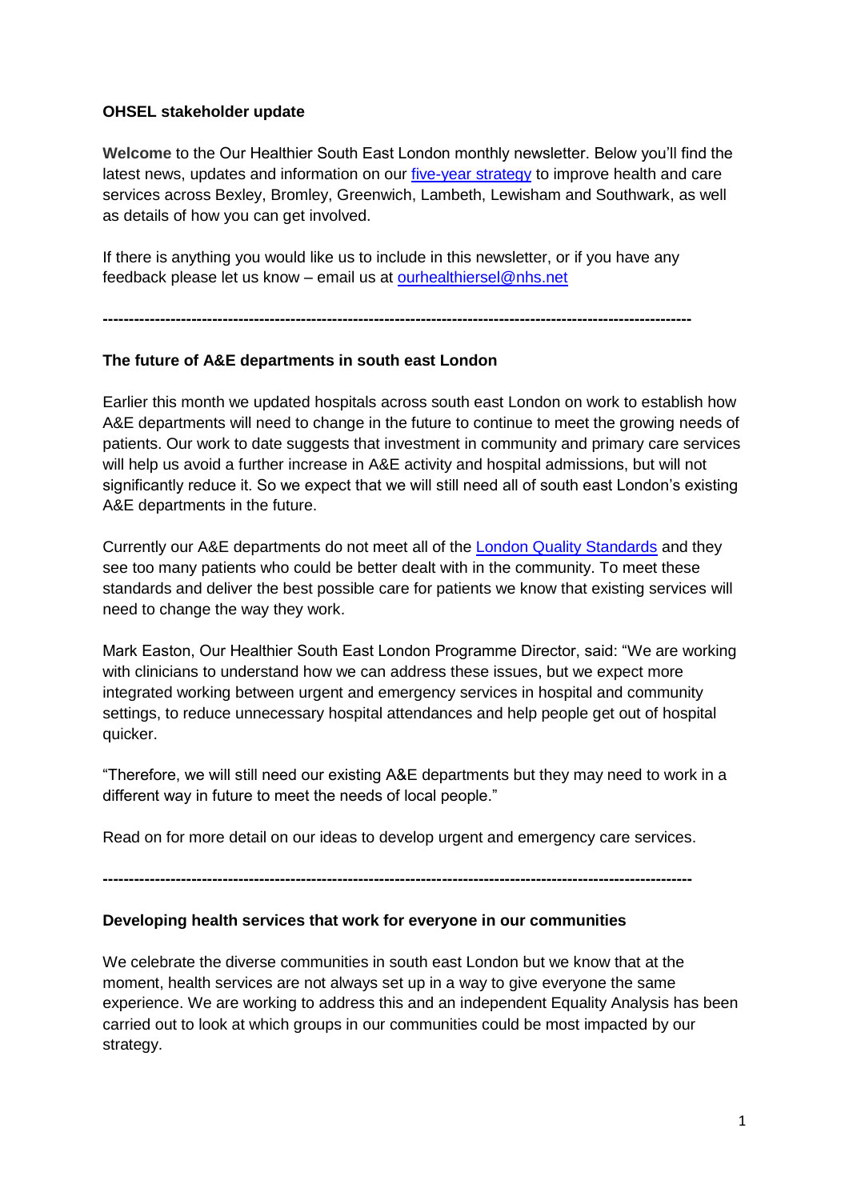**OHSEL stakeholder update**

**Welcome** to the Our Healthier South East London monthly newsletter. Below you'll find the latest news, updates and information on our [five-year strategy](#) to improve health and care services across Bexley, Bromley, Greenwich, Lambeth, Lewisham and Southwark, as well as details of how you can get involved.

If there is anything you would like us to include in this newsletter, or if you have any feedback please let us know – email us at [ourhealthiersel@nhs.net](mailto:ourhealthiersel@nhs.net)

---

**The future of A&E departments in south east London**

Earlier this month we updated hospitals across south east London on work to establish how A&E departments will need to change in the future to continue to meet the growing needs of patients. Our work to date suggests that investment in community and primary care services will help us avoid a further increase in A&E activity and hospital admissions, but will not significantly reduce it. So we expect that we will still need all of south east London's existing A&E departments in the future.

Currently our A&E departments do not meet all of the [London Quality Standards](#) and they see too many patients who could be better dealt with in the community. To meet these standards and deliver the best possible care for patients we know that existing services will need to change the way they work.

Mark Easton, Our Healthier South East London Programme Director, said: "We are working with clinicians to understand how we can address these issues, but we expect more integrated working between urgent and emergency services in hospital and community settings, to reduce unnecessary hospital attendances and help people get out of hospital quicker.

"Therefore, we will still need our existing A&E departments but they may need to work in a different way in future to meet the needs of local people."

Read on for more detail on our ideas to develop urgent and emergency care services.

---

**Developing health services that work for everyone in our communities**

We celebrate the diverse communities in south east London but we know that at the moment, health services are not always set up in a way to give everyone the same experience. We are working to address this and an independent Equality Analysis has been carried out to look at which groups in our communities could be most impacted by our strategy.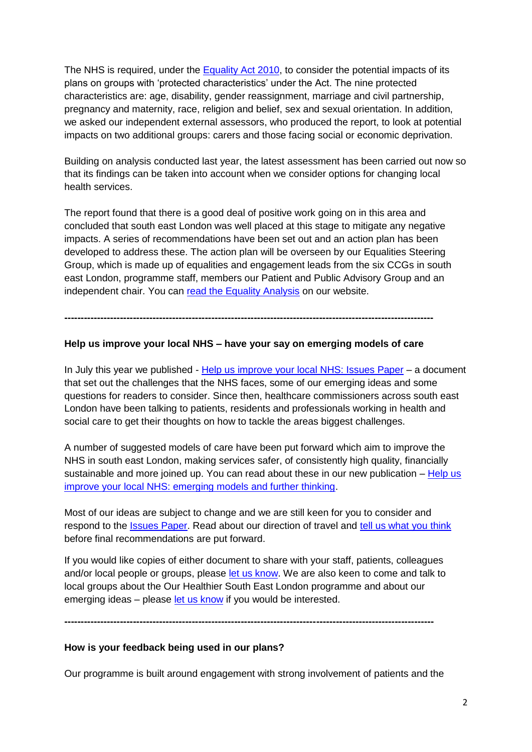The NHS is required, under the [Equality Act 2010](), to consider the potential impacts of its plans on groups with 'protected characteristics' under the Act. The nine protected characteristics are: age, disability, gender reassignment, marriage and civil partnership, pregnancy and maternity, race, religion and belief, sex and sexual orientation. In addition, we asked our independent external assessors, who produced the report, to look at potential impacts on two additional groups: carers and those facing social or economic deprivation.

Building on analysis conducted last year, the latest assessment has been carried out now so that its findings can be taken into account when we consider options for changing local health services.

The report found that there is a good deal of positive work going on in this area and concluded that south east London was well placed at this stage to mitigate any negative impacts. A series of recommendations have been set out and an action plan has been developed to address these. The action plan will be overseen by our Equalities Steering Group, which is made up of equalities and engagement leads from the six CCGs in south east London, programme staff, members our Patient and Public Advisory Group and an independent chair. You can [read the Equality Analysis]() on our website.

---

**Help us improve your local NHS – have your say on emerging models of care**

In July this year we published - [Help us improve your local NHS: Issues Paper]() – a document that set out the challenges that the NHS faces, some of our emerging ideas and some questions for readers to consider. Since then, healthcare commissioners across south east London have been talking to patients, residents and professionals working in health and social care to get their thoughts on how to tackle the areas biggest challenges.

A number of suggested models of care have been put forward which aim to improve the NHS in south east London, making services safer, of consistently high quality, financially sustainable and more joined up. You can read about these in our new publication – [Help us improve your local NHS: emerging models and further thinking]().

Most of our ideas are subject to change and we are still keen for you to consider and respond to the [Issues Paper](). Read about our direction of travel and [tell us what you think]() before final recommendations are put forward.

If you would like copies of either document to share with your staff, patients, colleagues and/or local people or groups, please [let us know](). We are also keen to come and talk to local groups about the Our Healthier South East London programme and about our emerging ideas – please [let us know]() if you would be interested.

---

**How is your feedback being used in our plans?**

Our programme is built around engagement with strong involvement of patients and the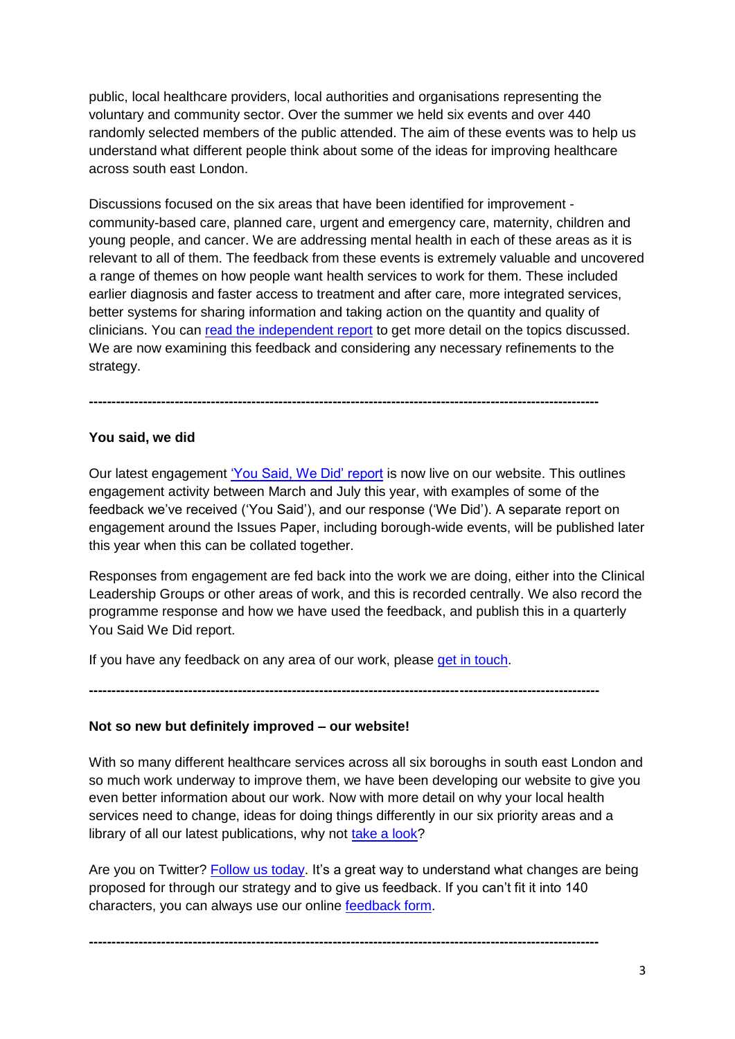public, local healthcare providers, local authorities and organisations representing the voluntary and community sector. Over the summer we held six events and over 440 randomly selected members of the public attended. The aim of these events was to help us understand what different people think about some of the ideas for improving healthcare across south east London.

Discussions focused on the six areas that have been identified for improvement - community-based care, planned care, urgent and emergency care, maternity, children and young people, and cancer. We are addressing mental health in each of these areas as it is relevant to all of them. The feedback from these events is extremely valuable and uncovered a range of themes on how people want health services to work for them. These included earlier diagnosis and faster access to treatment and after care, more integrated services, better systems for sharing information and taking action on the quantity and quality of clinicians. You can read the independent report to get more detail on the topics discussed. We are now examining this feedback and considering any necessary refinements to the strategy.

---

**You said, we did**

Our latest engagement 'You Said, We Did' report is now live on our website. This outlines engagement activity between March and July this year, with examples of some of the feedback we've received ('You Said'), and our response ('We Did'). A separate report on engagement around the Issues Paper, including borough-wide events, will be published later this year when this can be collated together.

Responses from engagement are fed back into the work we are doing, either into the Clinical Leadership Groups or other areas of work, and this is recorded centrally. We also record the programme response and how we have used the feedback, and publish this in a quarterly You Said We Did report.

If you have any feedback on any area of our work, please get in touch.

---

**Not so new but definitely improved – our website!**

With so many different healthcare services across all six boroughs in south east London and so much work underway to improve them, we have been developing our website to give you even better information about our work. Now with more detail on why your local health services need to change, ideas for doing things differently in our six priority areas and a library of all our latest publications, why not take a look?

Are you on Twitter? Follow us today. It's a great way to understand what changes are being proposed for through our strategy and to give us feedback. If you can't fit it into 140 characters, you can always use our online feedback form.

---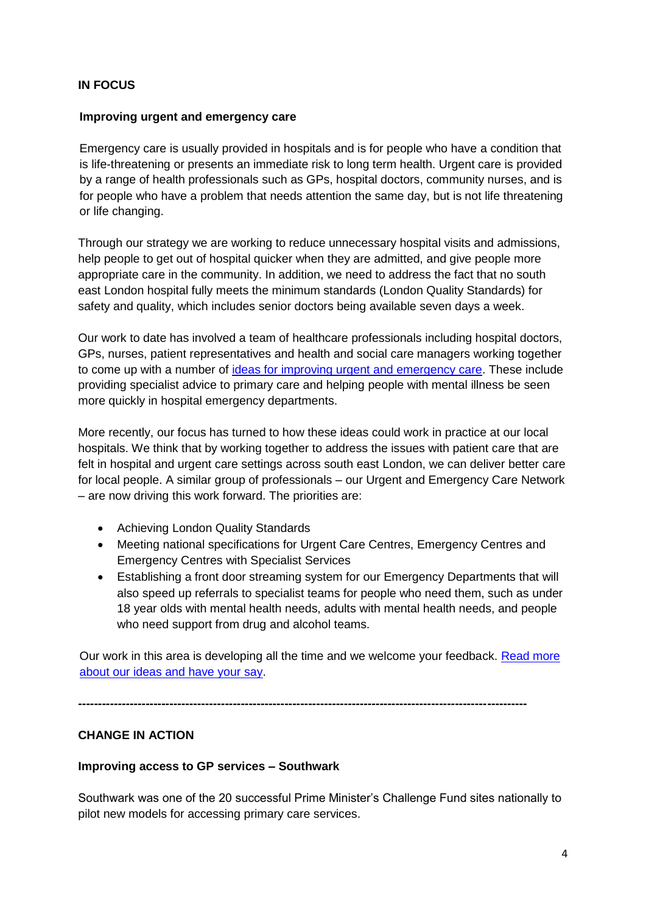**IN FOCUS**

**Improving urgent and emergency care**

Emergency care is usually provided in hospitals and is for people who have a condition that is life-threatening or presents an immediate risk to long term health. Urgent care is provided by a range of health professionals such as GPs, hospital doctors, community nurses, and is for people who have a problem that needs attention the same day, but is not life threatening or life changing.

Through our strategy we are working to reduce unnecessary hospital visits and admissions, help people to get out of hospital quicker when they are admitted, and give people more appropriate care in the community. In addition, we need to address the fact that no south east London hospital fully meets the minimum standards (London Quality Standards) for safety and quality, which includes senior doctors being available seven days a week.

Our work to date has involved a team of healthcare professionals including hospital doctors, GPs, nurses, patient representatives and health and social care managers working together to come up with a number of ideas for improving urgent and emergency care. These include providing specialist advice to primary care and helping people with mental illness be seen more quickly in hospital emergency departments.

More recently, our focus has turned to how these ideas could work in practice at our local hospitals. We think that by working together to address the issues with patient care that are felt in hospital and urgent care settings across south east London, we can deliver better care for local people. A similar group of professionals – our Urgent and Emergency Care Network – are now driving this work forward. The priorities are:

- Achieving London Quality Standards
- Meeting national specifications for Urgent Care Centres, Emergency Centres and Emergency Centres with Specialist Services
- Establishing a front door streaming system for our Emergency Departments that will also speed up referrals to specialist teams for people who need them, such as under 18 year olds with mental health needs, adults with mental health needs, and people who need support from drug and alcohol teams.

Our work in this area is developing all the time and we welcome your feedback. Read more about our ideas and have your say.

---

**CHANGE IN ACTION**

**Improving access to GP services – Southwark**

Southwark was one of the 20 successful Prime Minister's Challenge Fund sites nationally to pilot new models for accessing primary care services.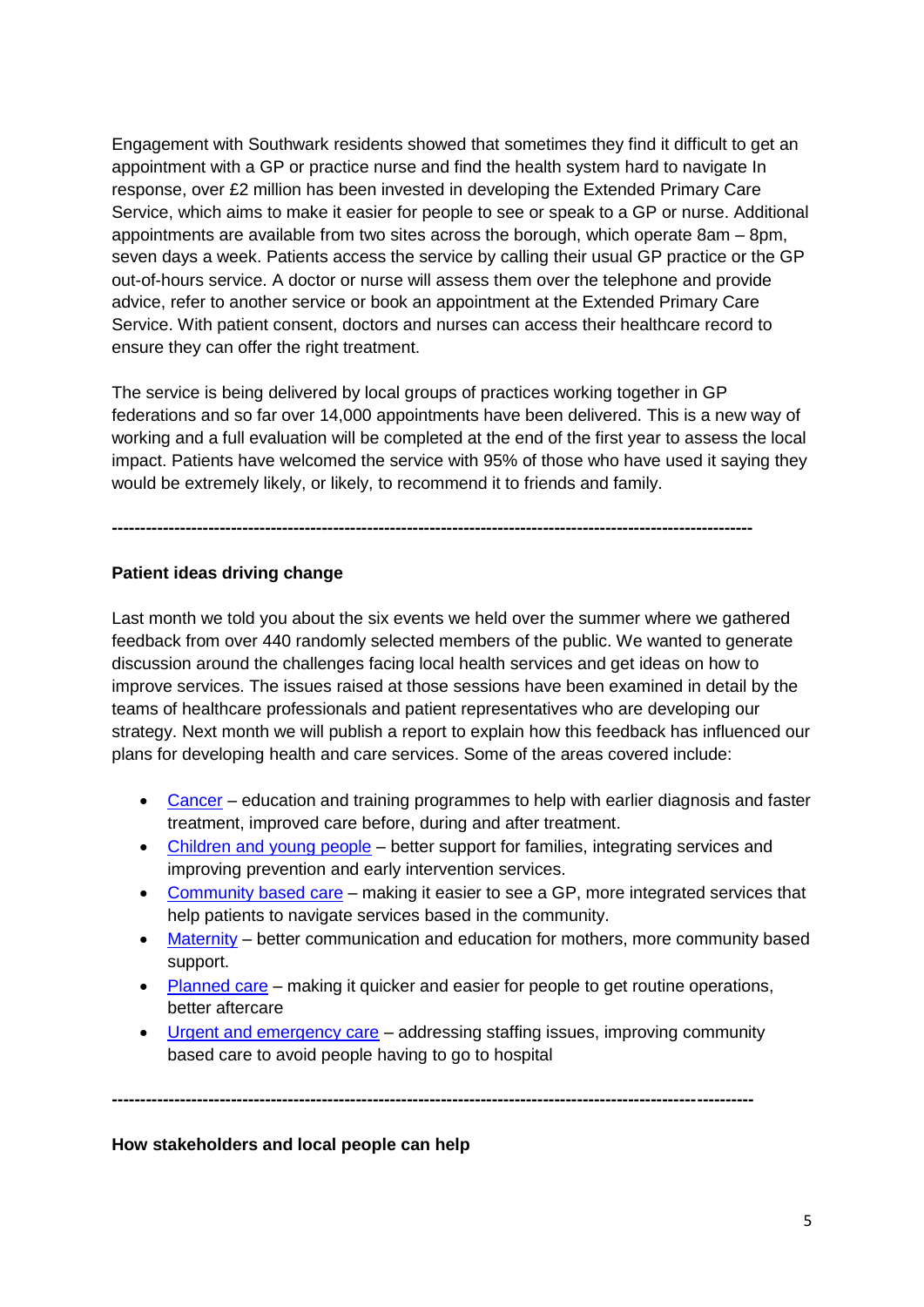Engagement with Southwark residents showed that sometimes they find it difficult to get an appointment with a GP or practice nurse and find the health system hard to navigate In response, over £2 million has been invested in developing the Extended Primary Care Service, which aims to make it easier for people to see or speak to a GP or nurse. Additional appointments are available from two sites across the borough, which operate 8am – 8pm, seven days a week. Patients access the service by calling their usual GP practice or the GP out-of-hours service. A doctor or nurse will assess them over the telephone and provide advice, refer to another service or book an appointment at the Extended Primary Care Service. With patient consent, doctors and nurses can access their healthcare record to ensure they can offer the right treatment.

The service is being delivered by local groups of practices working together in GP federations and so far over 14,000 appointments have been delivered. This is a new way of working and a full evaluation will be completed at the end of the first year to assess the local impact. Patients have welcomed the service with 95% of those who have used it saying they would be extremely likely, or likely, to recommend it to friends and family.

---

**Patient ideas driving change**

Last month we told you about the six events we held over the summer where we gathered feedback from over 440 randomly selected members of the public. We wanted to generate discussion around the challenges facing local health services and get ideas on how to improve services. The issues raised at those sessions have been examined in detail by the teams of healthcare professionals and patient representatives who are developing our strategy. Next month we will publish a report to explain how this feedback has influenced our plans for developing health and care services. Some of the areas covered include:

- Cancer – education and training programmes to help with earlier diagnosis and faster treatment, improved care before, during and after treatment.
- Children and young people – better support for families, integrating services and improving prevention and early intervention services.
- Community based care – making it easier to see a GP, more integrated services that help patients to navigate services based in the community.
- Maternity – better communication and education for mothers, more community based support.
- Planned care – making it quicker and easier for people to get routine operations, better aftercare
- Urgent and emergency care – addressing staffing issues, improving community based care to avoid people having to go to hospital

---

**How stakeholders and local people can help**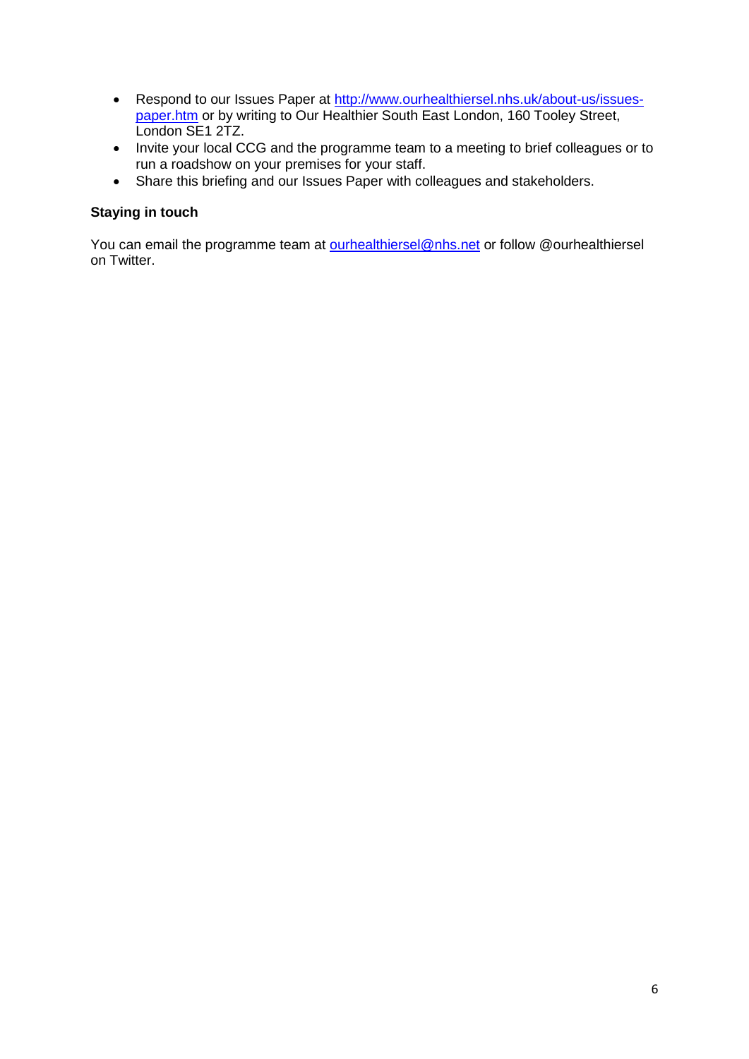- Respond to our Issues Paper at [http://www.ourhealthiersel.nhs.uk/about-us/issues-paper.htm](http://www.ourhealthiersel.nhs.uk/about-us/issues-paper.htm) or by writing to Our Healthier South East London, 160 Tooley Street, London SE1 2TZ.
- Invite your local CCG and the programme team to a meeting to brief colleagues or to run a roadshow on your premises for your staff.
- Share this briefing and our Issues Paper with colleagues and stakeholders.

**Staying in touch**

You can email the programme team at [ourhealthiersel@nhs.net](mailto:ourhealthiersel@nhs.net) or follow @ourhealthiersel on Twitter.